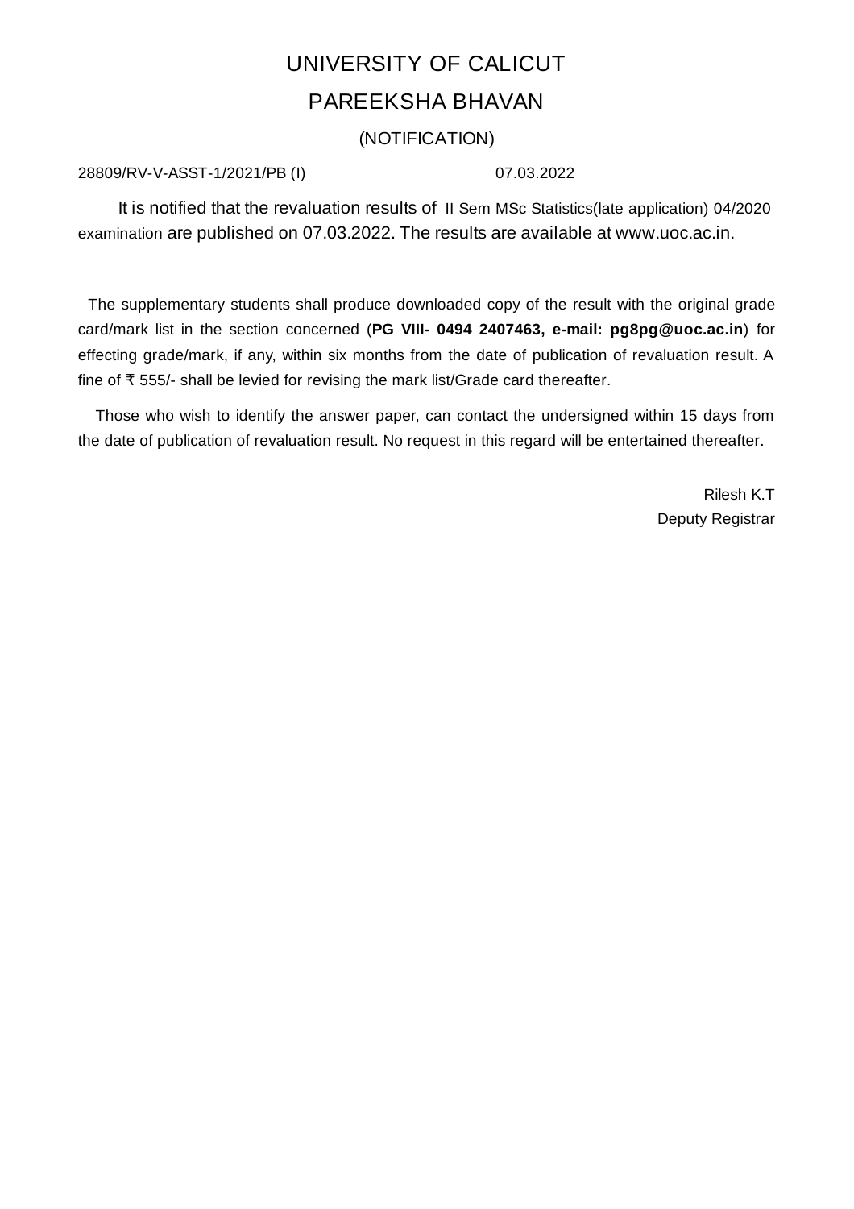# UNIVERSITY OF CALICUT

## PAREEKSHA BHAVAN

### (NOTIFICATION)

28809/RV-V-ASST-1/2021/PB (I) 07.03.2022

It is notified that the revaluation results of II Sem MSc Statistics(late application) 04/2020 examination are published on 07.03.2022. The results are available at www.uoc.ac.in.

The supplementary students shall produce downloaded copy of the result with the original grade card/mark list in the section concerned (**PG VIII- 0494 2407463, e-mail: pg8pg@uoc.ac.in**) for effecting grade/mark, if any, within six months from the date of publication of revaluation result. A fine of ₹ 555/- shall be levied for revising the mark list/Grade card thereafter.

Those who wish to identify the answer paper, can contact the undersigned within 15 days from the date of publication of revaluation result. No request in this regard will be entertained thereafter.

Rilesh K.T
Deputy Registrar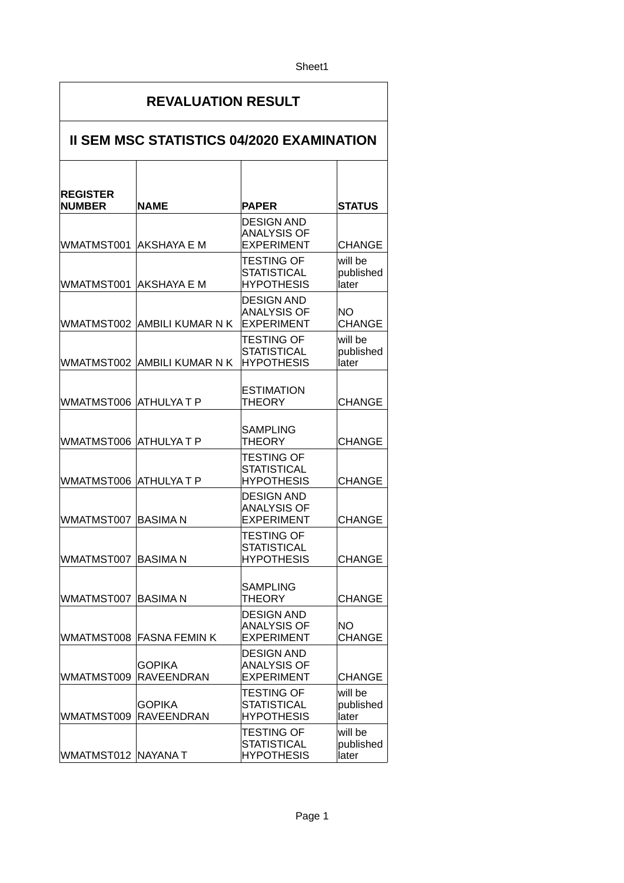# REVALUATION RESULT

## II SEM MSC STATISTICS 04/2020 EXAMINATION

| REGISTER NUMBER | NAME | PAPER | STATUS |
|---|---|---|---|
| WMATMST001 | AKSHAYA E M | DESIGN AND ANALYSIS OF EXPERIMENT | CHANGE |
| WMATMST001 | AKSHAYA E M | TESTING OF STATISTICAL HYPOTHESIS | will be published later |
| WMATMST002 | AMBILI KUMAR N K | DESIGN AND ANALYSIS OF EXPERIMENT | NO CHANGE |
| WMATMST002 | AMBILI KUMAR N K | TESTING OF STATISTICAL HYPOTHESIS | will be published later |
| WMATMST006 | ATHULYA T P | ESTIMATION THEORY | CHANGE |
| WMATMST006 | ATHULYA T P | SAMPLING THEORY | CHANGE |
| WMATMST006 | ATHULYA T P | TESTING OF STATISTICAL HYPOTHESIS | CHANGE |
| WMATMST007 | BASIMA N | DESIGN AND ANALYSIS OF EXPERIMENT | CHANGE |
| WMATMST007 | BASIMA N | TESTING OF STATISTICAL HYPOTHESIS | CHANGE |
| WMATMST007 | BASIMA N | SAMPLING THEORY | CHANGE |
| WMATMST008 | FASNA FEMIN K | DESIGN AND ANALYSIS OF EXPERIMENT | NO CHANGE |
| WMATMST009 | GOPIKA RAVEENDRAN | DESIGN AND ANALYSIS OF EXPERIMENT | CHANGE |
| WMATMST009 | GOPIKA RAVEENDRAN | TESTING OF STATISTICAL HYPOTHESIS | will be published later |
| WMATMST012 | NAYANA T | TESTING OF STATISTICAL HYPOTHESIS | will be published later |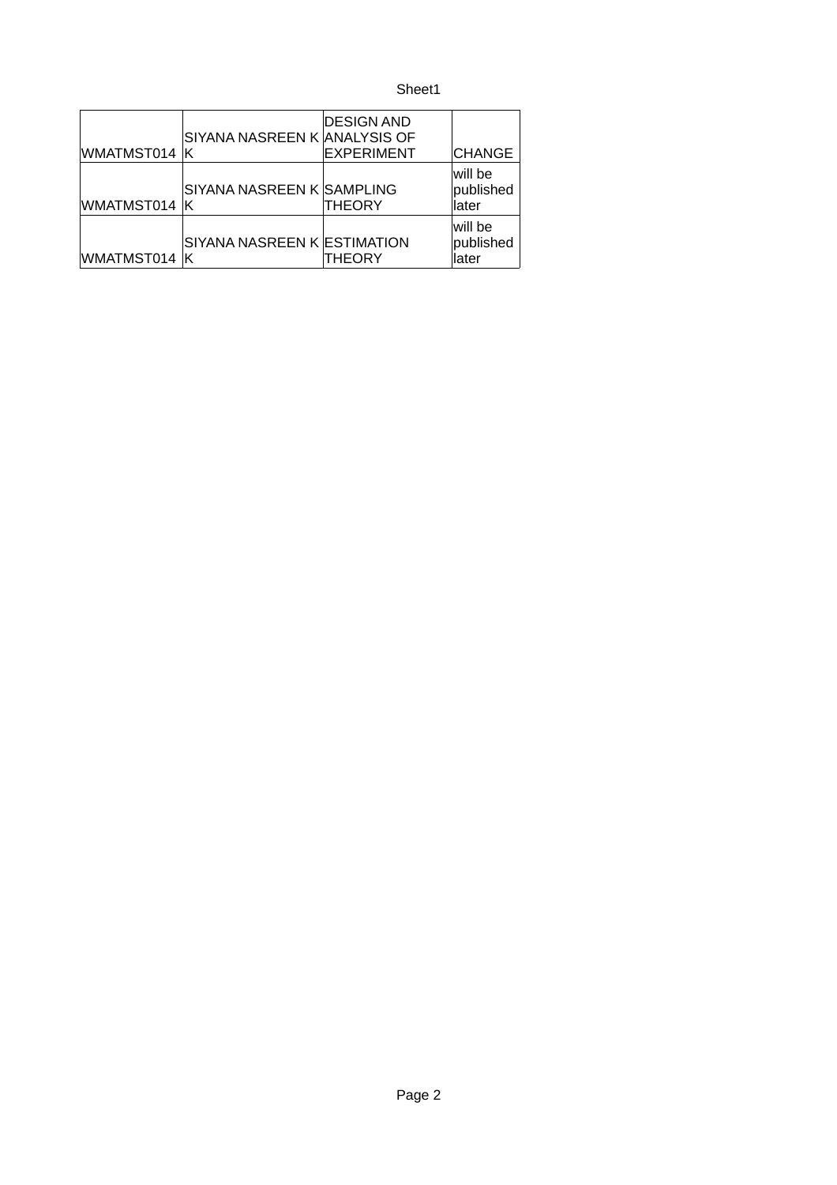| | | | |
|---|---|---|---|
| WMATMST014 | SIYANA NASREEN K K | DESIGN AND ANALYSIS OF EXPERIMENT | CHANGE |
| WMATMST014 | SIYANA NASREEN K K | SAMPLING THEORY | will be published later |
| WMATMST014 | SIYANA NASREEN K K | ESTIMATION THEORY | will be published later |